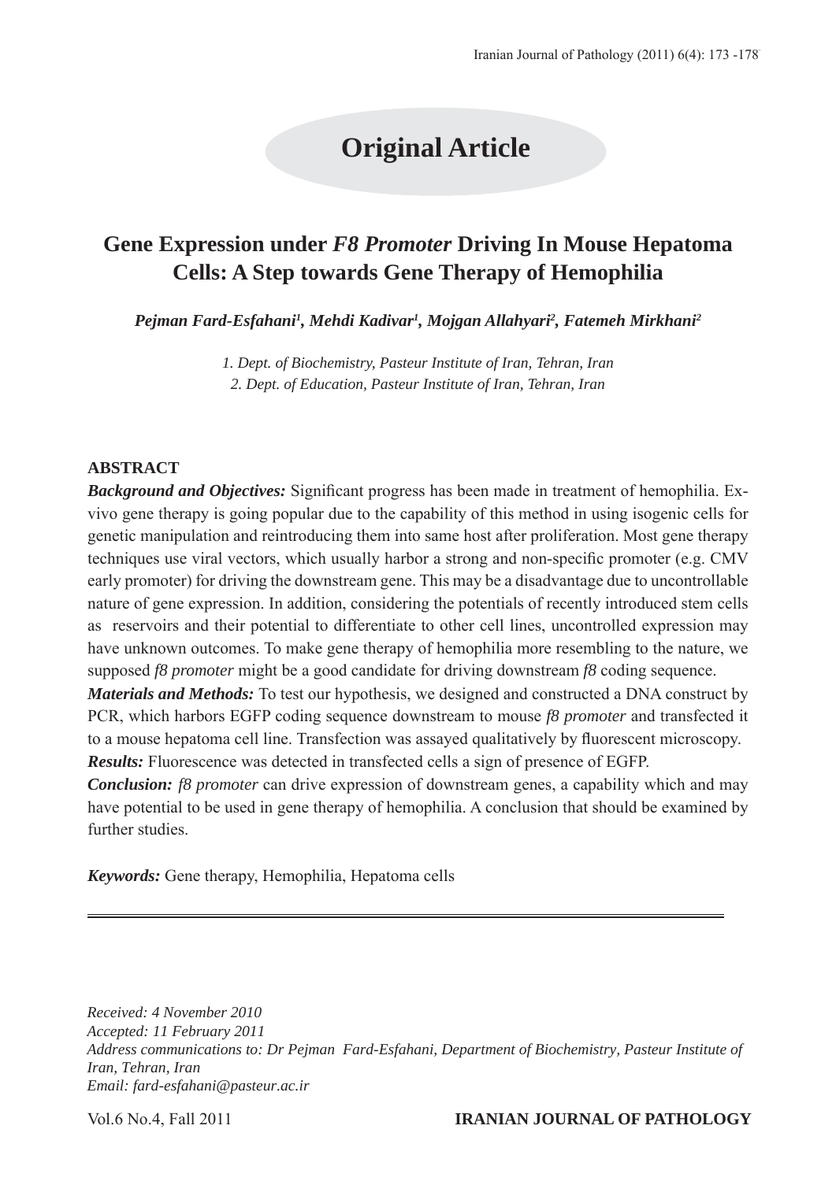# Original Article

## Gene Expression under *F8 Promoter* Driving In Mouse Hepatoma Cells: A Step towards Gene Therapy of Hemophilia

***Pejman Fard-Esfahani[1], Mehdi Kadivar[1], Mojgan Allahyari[2], Fatemeh Mirkhani[2]***

*1. Dept. of Biochemistry, Pasteur Institute of Iran, Tehran, Iran*
*2. Dept. of Education, Pasteur Institute of Iran, Tehran, Iran*

### ABSTRACT

***Background and Objectives:*** Significant progress has been made in treatment of hemophilia. Ex-vivo gene therapy is going popular due to the capability of this method in using isogenic cells for genetic manipulation and reintroducing them into same host after proliferation. Most gene therapy techniques use viral vectors, which usually harbor a strong and non-specific promoter (e.g. CMV early promoter) for driving the downstream gene. This may be a disadvantage due to uncontrollable nature of gene expression. In addition, considering the potentials of recently introduced stem cells as reservoirs and their potential to differentiate to other cell lines, uncontrolled expression may have unknown outcomes. To make gene therapy of hemophilia more resembling to the nature, we supposed *f8 promoter* might be a good candidate for driving downstream *f8* coding sequence.

***Materials and Methods:*** To test our hypothesis, we designed and constructed a DNA construct by PCR, which harbors EGFP coding sequence downstream to mouse *f8 promoter* and transfected it to a mouse hepatoma cell line. Transfection was assayed qualitatively by fluorescent microscopy.

***Results:*** Fluorescence was detected in transfected cells a sign of presence of EGFP.

***Conclusion:*** *f8 promoter* can drive expression of downstream genes, a capability which and may have potential to be used in gene therapy of hemophilia. A conclusion that should be examined by further studies.

***Keywords:*** Gene therapy, Hemophilia, Hepatoma cells

---

*Received: 4 November 2010*
*Accepted: 11 February 2011*
*Address communications to: Dr Pejman Fard-Esfahani, Department of Biochemistry, Pasteur Institute of Iran, Tehran, Iran*
*Email: fard-esfahani@pasteur.ac.ir*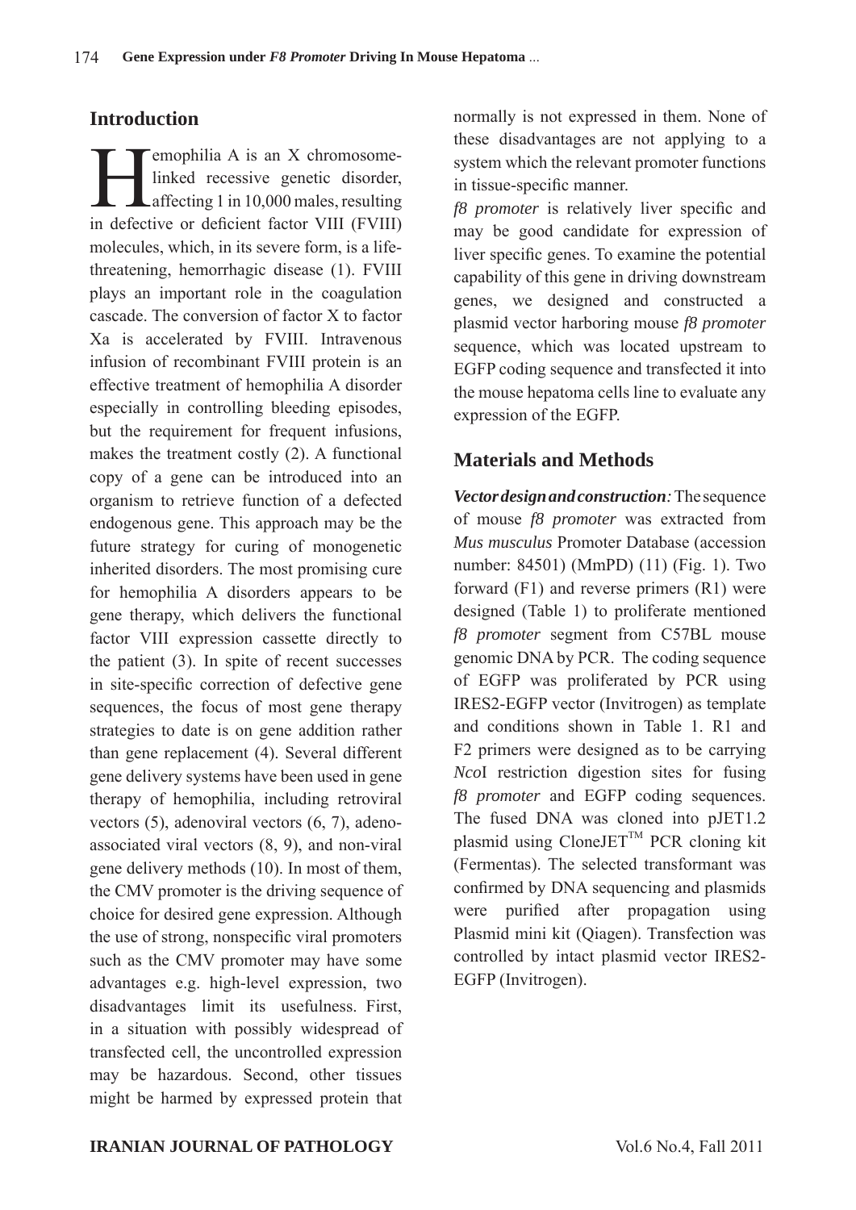## Introduction

Hemophilia A is an X chromosome-linked recessive genetic disorder, affecting 1 in 10,000 males, resulting in defective or deficient factor VIII (FVIII) molecules, which, in its severe form, is a life-threatening, hemorrhagic disease (1). FVIII plays an important role in the coagulation cascade. The conversion of factor X to factor Xa is accelerated by FVIII. Intravenous infusion of recombinant FVIII protein is an effective treatment of hemophilia A disorder especially in controlling bleeding episodes, but the requirement for frequent infusions, makes the treatment costly (2). A functional copy of a gene can be introduced into an organism to retrieve function of a defected endogenous gene. This approach may be the future strategy for curing of monogenetic inherited disorders. The most promising cure for hemophilia A disorders appears to be gene therapy, which delivers the functional factor VIII expression cassette directly to the patient (3). In spite of recent successes in site-specific correction of defective gene sequences, the focus of most gene therapy strategies to date is on gene addition rather than gene replacement (4). Several different gene delivery systems have been used in gene therapy of hemophilia, including retroviral vectors (5), adenoviral vectors (6, 7), adeno-associated viral vectors (8, 9), and non-viral gene delivery methods (10). In most of them, the CMV promoter is the driving sequence of choice for desired gene expression. Although the use of strong, nonspecific viral promoters such as the CMV promoter may have some advantages e.g. high-level expression, two disadvantages limit its usefulness. First, in a situation with possibly widespread of transfected cell, the uncontrolled expression may be hazardous. Second, other tissues might be harmed by expressed protein that normally is not expressed in them. None of these disadvantages are not applying to a system which the relevant promoter functions in tissue-specific manner.

*f8 promoter* is relatively liver specific and may be good candidate for expression of liver specific genes. To examine the potential capability of this gene in driving downstream genes, we designed and constructed a plasmid vector harboring mouse *f8 promoter* sequence, which was located upstream to EGFP coding sequence and transfected it into the mouse hepatoma cells line to evaluate any expression of the EGFP.

## Materials and Methods

***Vector design and construction:*** The sequence of mouse *f8 promoter* was extracted from *Mus musculus* Promoter Database (accession number: 84501) (MmPD) (11) (Fig. 1). Two forward (F1) and reverse primers (R1) were designed (Table 1) to proliferate mentioned *f8 promoter* segment from C57BL mouse genomic DNA by PCR. The coding sequence of EGFP was proliferated by PCR using IRES2-EGFP vector (Invitrogen) as template and conditions shown in Table 1. R1 and F2 primers were designed as to be carrying *Nco*I restriction digestion sites for fusing *f8 promoter* and EGFP coding sequences. The fused DNA was cloned into pJET1.2 plasmid using CloneJET™ PCR cloning kit (Fermentas). The selected transformant was confirmed by DNA sequencing and plasmids were purified after propagation using Plasmid mini kit (Qiagen). Transfection was controlled by intact plasmid vector IRES2-EGFP (Invitrogen).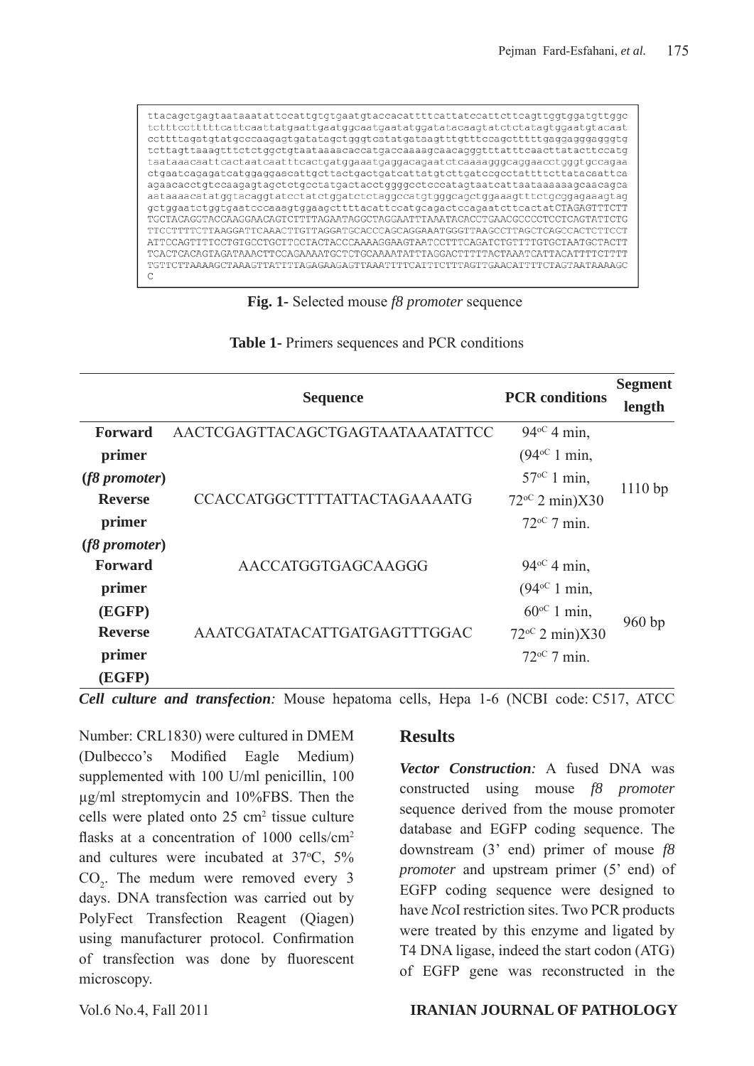```
ttacagctgagtaataaatattccattgtgtgaatgtaccacattttcattatccattcttcagttggtggatgttggc
tctttccttttcattcaattatgaattgaatggcaatgaatatggatatacaagtatctctatagtggaatgtacaat
ccttttagatgtatgcccaagagtgatatagctgggtcatatgataagtttgtttccagctttttgaggagggagggtg
tcttagttaaagtttctctggctgtaataaaacaccatgaccaaaagcaacagggtttatttcaacttatacttccatg
taataaacaattcactaatcaatttcactgatggaaatgaggacagaatctcaaaagggcaggaacctgggtgccagaa
ctgaatcagagatcatggaggaacattgcttactgactgatcattatgtcttgatccgcctattttcttatacaattca
agaacacctgtccaagagtagctctgcctatgactacctggggcctcccatagtaatcattaataaaaaagcaacagca
aataaaacatatggtacaggtatcctatctggatctctaggccatgtgggcagctggaaagtttctgcggagaaagtag
gctggaatctggtgaatcccaaagtggaagcttttacattccatgcagactccagaatcttcactatCTAGAGTTTCTT
TGCTACAGGTACCAAGGAACAGTCTTTTAGAATAGGCTAGGAATTTAAATACACCTGAACGCCCCTCCTCAGTATTCTG
TTCCTTTTCTTAAGGATTCAAACTTGTTAGGATGCACCCAGCAGGAAATGGGTTAAGCCTTAGCTCAGCCACTCTTCCT
ATTCCAGTTTTCCTGTGCCTGCTTCCTACTACCCAAAAGGAAGTAATCCTTTCAGATCTGTTTTGTGCTAATGCTACTT
TCACTCACAGTAGATAAACTTCCAGAAAATGCTCTGCAAAATATTTAGGACTTTTTACTAAATCATTACATTTTCTTTT
TGTTCTTAAAAGCTAAAGTTATTTTAGAGAAGAGTTAAATTTTCATTTCTTTAGTTGAACATTTTCTAGTAATAAAAGC
C
```

**Fig. 1-** Selected mouse *f8 promoter* sequence

**Table 1-** Primers sequences and PCR conditions

| | Sequence | PCR conditions | Segment length |
|---|---|---|---|
| **Forward primer (*f8 promoter*)** | AACTCGAGTTACAGCTGAGTAATAAATATTCC | 94°C 4 min, (94°C 1 min, 57°C 1 min, 72°C 2 min)X30 72°C 7 min. | 1110 bp |
| **Reverse primer (*f8 promoter*)** | CCACCATGGCTTTTATTACTAGAAAATG | | |
| **Forward primer (EGFP)** | AACCATGGTGAGCAAGGG | 94°C 4 min, (94°C 1 min, 60°C 1 min, 72°C 2 min)X30 72°C 7 min. | 960 bp |
| **Reverse primer (EGFP)** | AAATCGATATACATTGATGAGTTTGGAC | | |

***Cell culture and transfection:*** Mouse hepatoma cells, Hepa 1-6 (NCBI code: C517, ATCC Number: CRL1830) were cultured in DMEM (Dulbecco's Modified Eagle Medium) supplemented with 100 U/ml penicillin, 100 µg/ml streptomycin and 10%FBS. Then the cells were plated onto 25 $cm^2$ tissue culture flasks at a concentration of 1000 cells/$cm^2$ and cultures were incubated at 37°C, 5% $CO_2$. The medum were removed every 3 days. DNA transfection was carried out by PolyFect Transfection Reagent (Qiagen) using manufacturer protocol. Confirmation of transfection was done by fluorescent microscopy.

## Results

***Vector Construction:*** A fused DNA was constructed using mouse *f8 promoter* sequence derived from the mouse promoter database and EGFP coding sequence. The downstream (3' end) primer of mouse *f8 promoter* and upstream primer (5' end) of EGFP coding sequence were designed to have *Nco*I restriction sites. Two PCR products were treated by this enzyme and ligated by T4 DNA ligase, indeed the start codon (ATG) of EGFP gene was reconstructed in the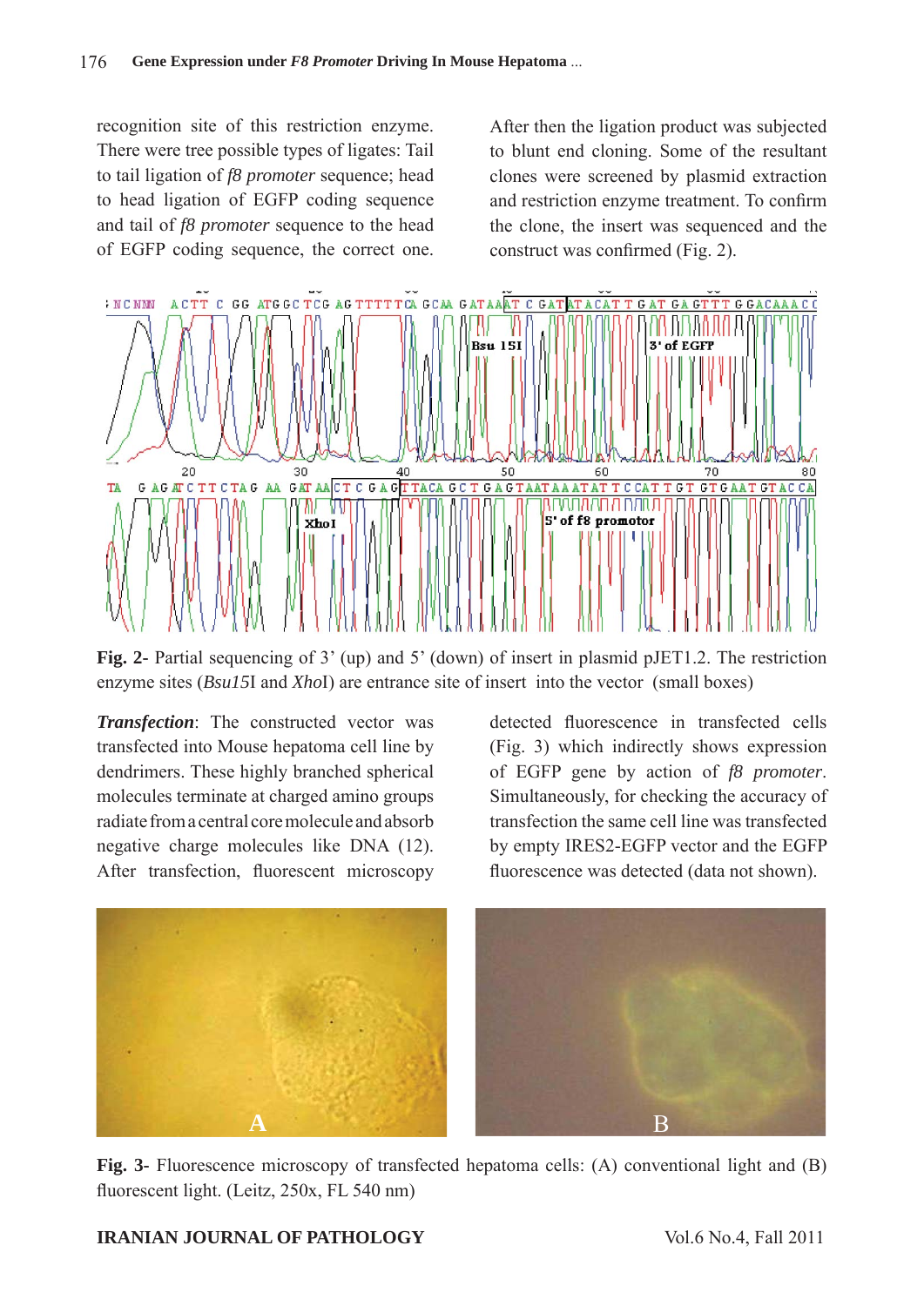recognition site of this restriction enzyme. There were tree possible types of ligates: Tail to tail ligation of *f8 promoter* sequence; head to head ligation of EGFP coding sequence and tail of *f8 promoter* sequence to the head of EGFP coding sequence, the correct one. After then the ligation product was subjected to blunt end cloning. Some of the resultant clones were screened by plasmid extraction and restriction enzyme treatment. To confirm the clone, the insert was sequenced and the construct was confirmed (Fig. 2).

**Fig. 2-** Partial sequencing of 3' (up) and 5' (down) of insert in plasmid pJET1.2. The restriction enzyme sites (*Bsu15*I and *Xho*I) are entrance site of insert into the vector (small boxes)

***Transfection***: The constructed vector was transfected into Mouse hepatoma cell line by dendrimers. These highly branched spherical molecules terminate at charged amino groups radiate from a central core molecule and absorb negative charge molecules like DNA (12). After transfection, fluorescent microscopy detected fluorescence in transfected cells (Fig. 3) which indirectly shows expression of EGFP gene by action of *f8 promoter*. Simultaneously, for checking the accuracy of transfection the same cell line was transfected by empty IRES2-EGFP vector and the EGFP fluorescence was detected (data not shown).

**Fig. 3-** Fluorescence microscopy of transfected hepatoma cells: (A) conventional light and (B) fluorescent light. (Leitz, 250x, FL 540 nm)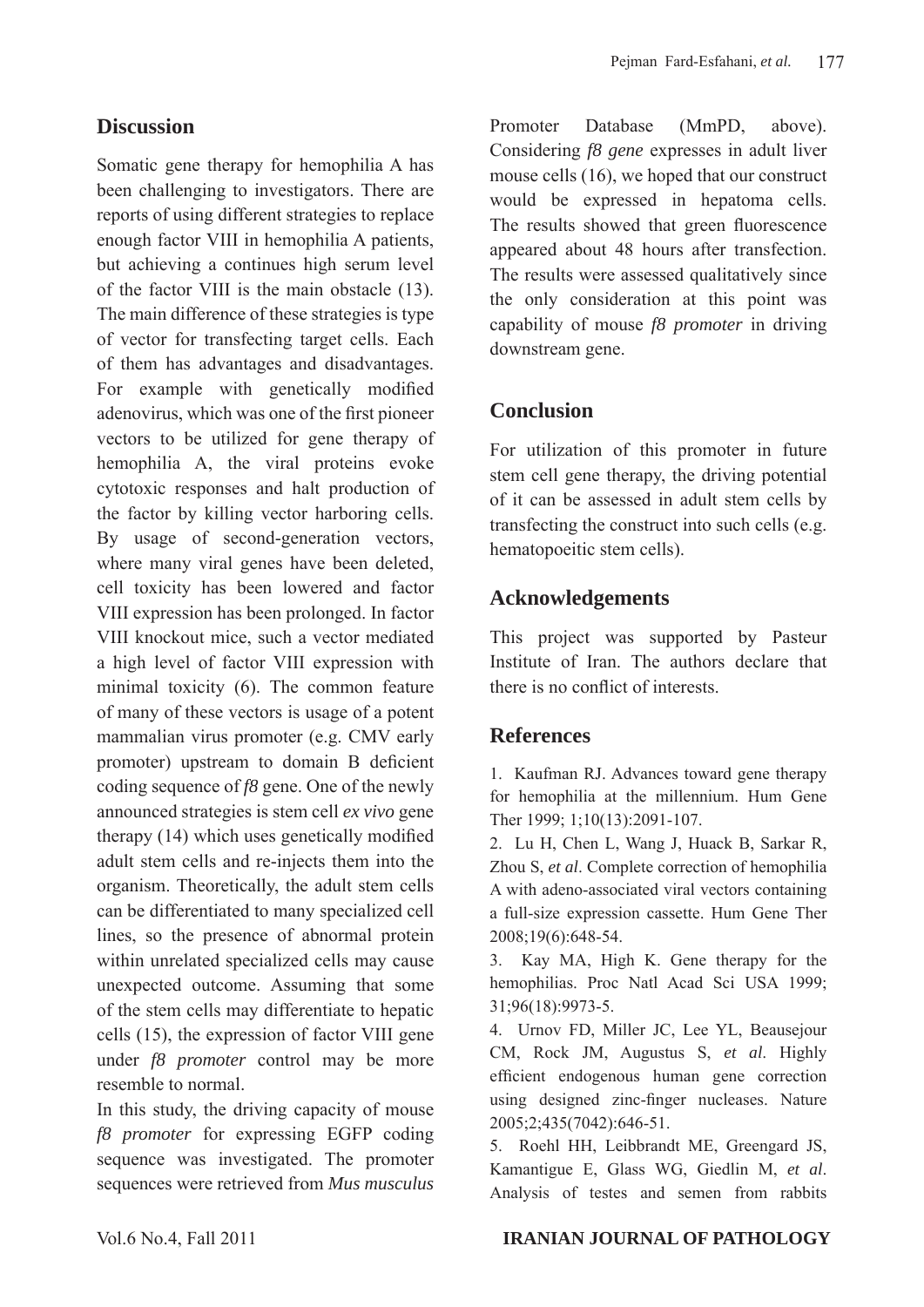## Discussion

Somatic gene therapy for hemophilia A has been challenging to investigators. There are reports of using different strategies to replace enough factor VIII in hemophilia A patients, but achieving a continues high serum level of the factor VIII is the main obstacle (13). The main difference of these strategies is type of vector for transfecting target cells. Each of them has advantages and disadvantages. For example with genetically modified adenovirus, which was one of the first pioneer vectors to be utilized for gene therapy of hemophilia A, the viral proteins evoke cytotoxic responses and halt production of the factor by killing vector harboring cells. By usage of second-generation vectors, where many viral genes have been deleted, cell toxicity has been lowered and factor VIII expression has been prolonged. In factor VIII knockout mice, such a vector mediated a high level of factor VIII expression with minimal toxicity (6). The common feature of many of these vectors is usage of a potent mammalian virus promoter (e.g. CMV early promoter) upstream to domain B deficient coding sequence of *f8* gene. One of the newly announced strategies is stem cell *ex vivo* gene therapy (14) which uses genetically modified adult stem cells and re-injects them into the organism. Theoretically, the adult stem cells can be differentiated to many specialized cell lines, so the presence of abnormal protein within unrelated specialized cells may cause unexpected outcome. Assuming that some of the stem cells may differentiate to hepatic cells (15), the expression of factor VIII gene under *f8 promoter* control may be more resemble to normal.

In this study, the driving capacity of mouse *f8 promoter* for expressing EGFP coding sequence was investigated. The promoter sequences were retrieved from *Mus musculus* Promoter Database (MmPD, above). Considering *f8 gene* expresses in adult liver mouse cells (16), we hoped that our construct would be expressed in hepatoma cells. The results showed that green fluorescence appeared about 48 hours after transfection. The results were assessed qualitatively since the only consideration at this point was capability of mouse *f8 promoter* in driving downstream gene.

## Conclusion

For utilization of this promoter in future stem cell gene therapy, the driving potential of it can be assessed in adult stem cells by transfecting the construct into such cells (e.g. hematopoeitic stem cells).

## Acknowledgements

This project was supported by Pasteur Institute of Iran. The authors declare that there is no conflict of interests.

## References

1. Kaufman RJ. Advances toward gene therapy for hemophilia at the millennium. Hum Gene Ther 1999; 1;10(13):2091-107.
2. Lu H, Chen L, Wang J, Huack B, Sarkar R, Zhou S, *et al*. Complete correction of hemophilia A with adeno-associated viral vectors containing a full-size expression cassette. Hum Gene Ther 2008;19(6):648-54.
3. Kay MA, High K. Gene therapy for the hemophilias. Proc Natl Acad Sci USA 1999; 31;96(18):9973-5.
4. Urnov FD, Miller JC, Lee YL, Beausejour CM, Rock JM, Augustus S, *et al*. Highly efficient endogenous human gene correction using designed zinc-finger nucleases. Nature 2005;2;435(7042):646-51.
5. Roehl HH, Leibbrandt ME, Greengard JS, Kamantigue E, Glass WG, Giedlin M, *et al*. Analysis of testes and semen from rabbits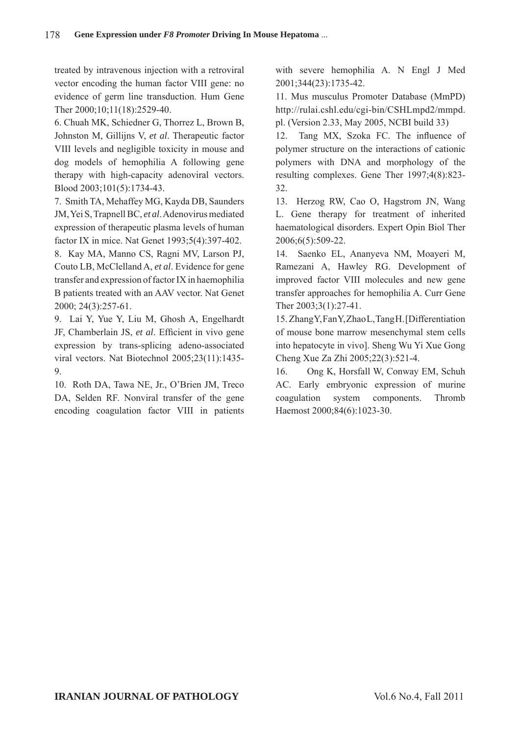treated by intravenous injection with a retroviral vector encoding the human factor VIII gene: no evidence of germ line transduction. Hum Gene Ther 2000;10;11(18):2529-40.

6. Chuah MK, Schiedner G, Thorrez L, Brown B, Johnston M, Gillijns V, *et al*. Therapeutic factor VIII levels and negligible toxicity in mouse and dog models of hemophilia A following gene therapy with high-capacity adenoviral vectors. Blood 2003;101(5):1734-43.

7. Smith TA, Mehaffey MG, Kayda DB, Saunders JM, Yei S, Trapnell BC, *et al*. Adenovirus mediated expression of therapeutic plasma levels of human factor IX in mice. Nat Genet 1993;5(4):397-402.

8. Kay MA, Manno CS, Ragni MV, Larson PJ, Couto LB, McClelland A, *et al*. Evidence for gene transfer and expression of factor IX in haemophilia B patients treated with an AAV vector. Nat Genet 2000; 24(3):257-61.

9. Lai Y, Yue Y, Liu M, Ghosh A, Engelhardt JF, Chamberlain JS, *et al*. Efficient in vivo gene expression by trans-splicing adeno-associated viral vectors. Nat Biotechnol 2005;23(11):1435-9.

10. Roth DA, Tawa NE, Jr., O'Brien JM, Treco DA, Selden RF. Nonviral transfer of the gene encoding coagulation factor VIII in patients with severe hemophilia A. N Engl J Med 2001;344(23):1735-42.

11. Mus musculus Promoter Database (MmPD) http://rulai.cshl.edu/cgi-bin/CSHLmpd2/mmpd.pl. (Version 2.33, May 2005, NCBI build 33)

12. Tang MX, Szoka FC. The influence of polymer structure on the interactions of cationic polymers with DNA and morphology of the resulting complexes. Gene Ther 1997;4(8):823-32.

13. Herzog RW, Cao O, Hagstrom JN, Wang L. Gene therapy for treatment of inherited haematological disorders. Expert Opin Biol Ther 2006;6(5):509-22.

14. Saenko EL, Ananyeva NM, Moayeri M, Ramezani A, Hawley RG. Development of improved factor VIII molecules and new gene transfer approaches for hemophilia A. Curr Gene Ther 2003;3(1):27-41.

15. Zhang Y, Fan Y, Zhao L, Tang H. [Differentiation of mouse bone marrow mesenchymal stem cells into hepatocyte in vivo]. Sheng Wu Yi Xue Gong Cheng Xue Za Zhi 2005;22(3):521-4.

16. Ong K, Horsfall W, Conway EM, Schuh AC. Early embryonic expression of murine coagulation system components. Thromb Haemost 2000;84(6):1023-30.